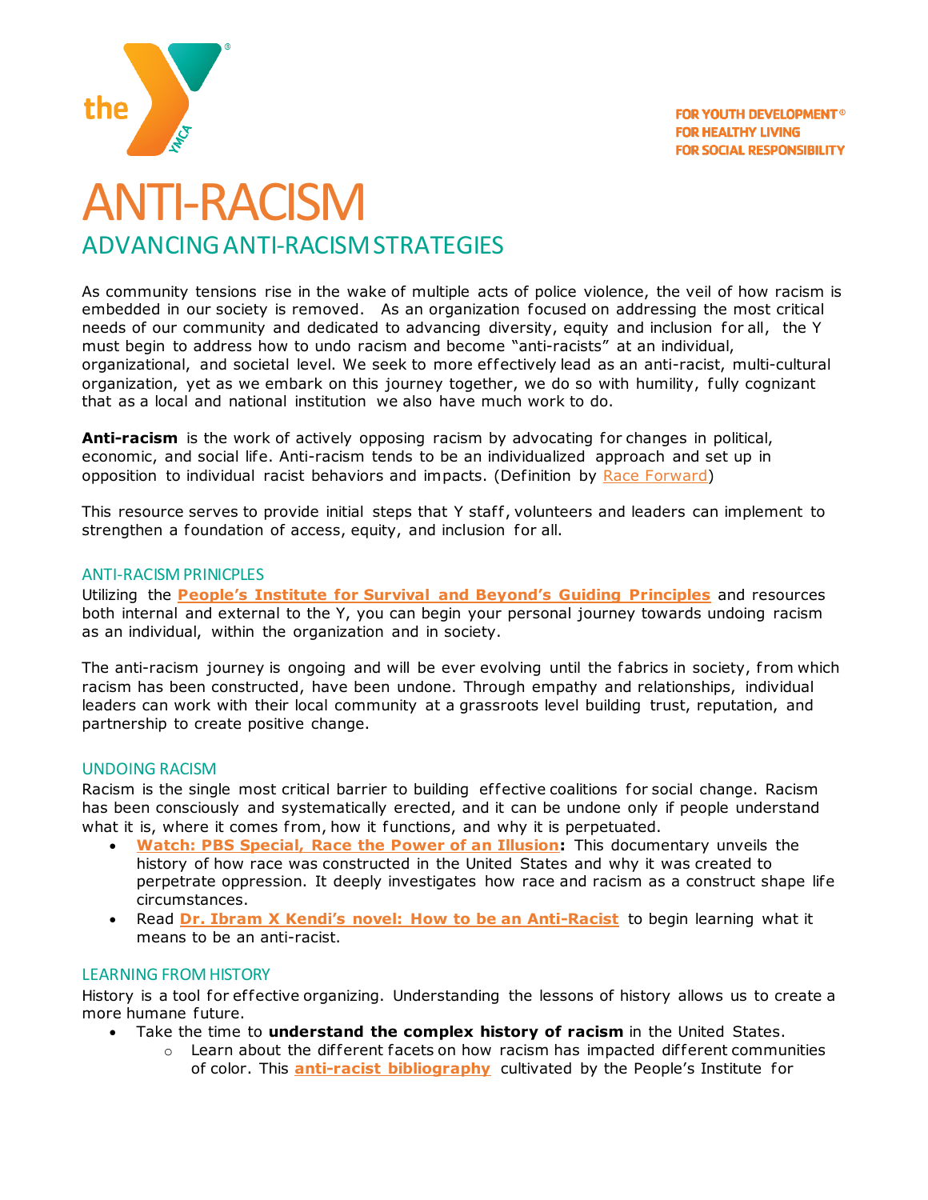FOR YOUTH DEVELOPMENT®
FOR HEALTHY LIVING
FOR SOCIAL RESPONSIBILITY

# ANTI-RACISM

## ADVANCING ANTI-RACISM STRATEGIES

As community tensions rise in the wake of multiple acts of police violence, the veil of how racism is embedded in our society is removed. As an organization focused on addressing the most critical needs of our community and dedicated to advancing diversity, equity and inclusion for all, the Y must begin to address how to undo racism and become "anti-racists" at an individual, organizational, and societal level. We seek to more effectively lead as an anti-racist, multi-cultural organization, yet as we embark on this journey together, we do so with humility, fully cognizant that as a local and national institution we also have much work to do.

**Anti-racism** is the work of actively opposing racism by advocating for changes in political, economic, and social life. Anti-racism tends to be an individualized approach and set up in opposition to individual racist behaviors and impacts. (Definition by Race Forward)

This resource serves to provide initial steps that Y staff, volunteers and leaders can implement to strengthen a foundation of access, equity, and inclusion for all.

### ANTI-RACISM PRINICPLES

Utilizing the **People's Institute for Survival and Beyond's Guiding Principles** and resources both internal and external to the Y, you can begin your personal journey towards undoing racism as an individual, within the organization and in society.

The anti-racism journey is ongoing and will be ever evolving until the fabrics in society, from which racism has been constructed, have been undone. Through empathy and relationships, individual leaders can work with their local community at a grassroots level building trust, reputation, and partnership to create positive change.

### UNDOING RACISM

Racism is the single most critical barrier to building effective coalitions for social change. Racism has been consciously and systematically erected, and it can be undone only if people understand what it is, where it comes from, how it functions, and why it is perpetuated.

- **Watch: PBS Special, Race the Power of an Illusion:** This documentary unveils the history of how race was constructed in the United States and why it was created to perpetrate oppression. It deeply investigates how race and racism as a construct shape life circumstances.
- Read **Dr. Ibram X Kendi's novel: How to be an Anti-Racist** to begin learning what it means to be an anti-racist.

### LEARNING FROM HISTORY

History is a tool for effective organizing. Understanding the lessons of history allows us to create a more humane future.

- Take the time to **understand the complex history of racism** in the United States.
  - Learn about the different facets on how racism has impacted different communities of color. This **anti-racist bibliography** cultivated by the People's Institute for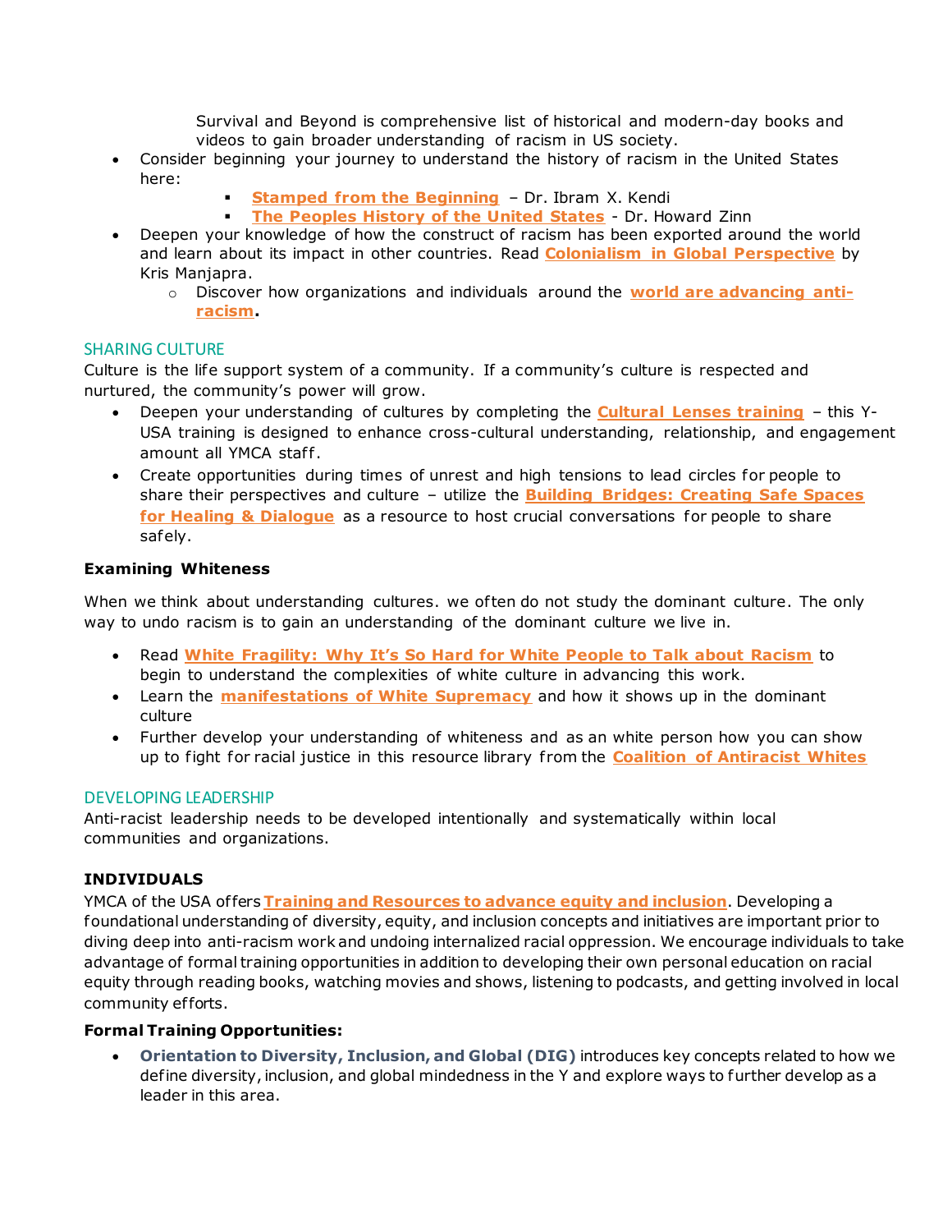Survival and Beyond is comprehensive list of historical and modern-day books and videos to gain broader understanding of racism in US society.

- Consider beginning your journey to understand the history of racism in the United States here:
    - **Stamped from the Beginning** – Dr. Ibram X. Kendi
    - **The Peoples History of the United States** - Dr. Howard Zinn
- Deepen your knowledge of how the construct of racism has been exported around the world and learn about its impact in other countries. Read **Colonialism in Global Perspective** by Kris Manjapra.
    - Discover how organizations and individuals around the **world are advancing anti-racism**.

## SHARING CULTURE

Culture is the life support system of a community. If a community's culture is respected and nurtured, the community's power will grow.

- Deepen your understanding of cultures by completing the **Cultural Lenses training** – this Y-USA training is designed to enhance cross-cultural understanding, relationship, and engagement amount all YMCA staff.
- Create opportunities during times of unrest and high tensions to lead circles for people to share their perspectives and culture – utilize the **Building Bridges: Creating Safe Spaces for Healing & Dialogue** as a resource to host crucial conversations for people to share safely.

### Examining Whiteness

When we think about understanding cultures. we often do not study the dominant culture. The only way to undo racism is to gain an understanding of the dominant culture we live in.

- Read **White Fragility: Why It's So Hard for White People to Talk about Racism** to begin to understand the complexities of white culture in advancing this work.
- Learn the **manifestations of White Supremacy** and how it shows up in the dominant culture
- Further develop your understanding of whiteness and as an white person how you can show up to fight for racial justice in this resource library from the **Coalition of Antiracist Whites**

## DEVELOPING LEADERSHIP

Anti-racist leadership needs to be developed intentionally and systematically within local communities and organizations.

### INDIVIDUALS

YMCA of the USA offers **Training and Resources to advance equity and inclusion**. Developing a foundational understanding of diversity, equity, and inclusion concepts and initiatives are important prior to diving deep into anti-racism work and undoing internalized racial oppression. We encourage individuals to take advantage of formal training opportunities in addition to developing their own personal education on racial equity through reading books, watching movies and shows, listening to podcasts, and getting involved in local community efforts.

**Formal Training Opportunities:**

- **Orientation to Diversity, Inclusion, and Global (DIG)** introduces key concepts related to how we define diversity, inclusion, and global mindedness in the Y and explore ways to further develop as a leader in this area.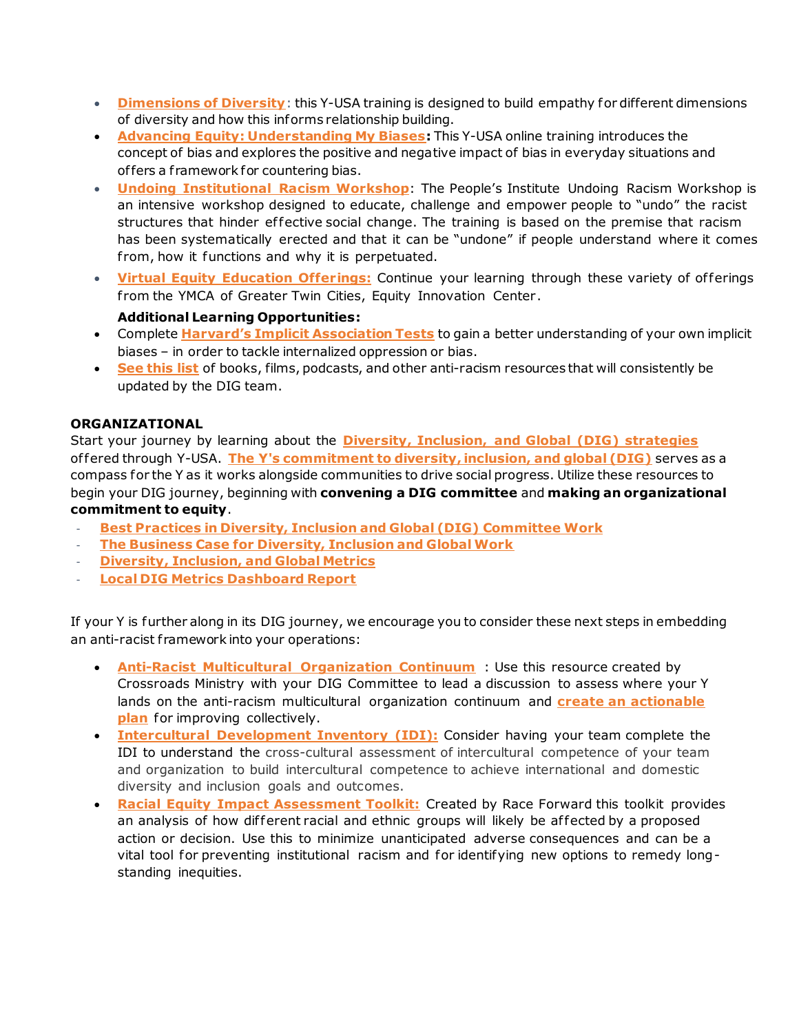- **Dimensions of Diversity**: this Y-USA training is designed to build empathy for different dimensions of diversity and how this informs relationship building.
- **Advancing Equity: Understanding My Biases:** This Y-USA online training introduces the concept of bias and explores the positive and negative impact of bias in everyday situations and offers a framework for countering bias.
- **Undoing Institutional Racism Workshop**: The People's Institute Undoing Racism Workshop is an intensive workshop designed to educate, challenge and empower people to "undo" the racist structures that hinder effective social change. The training is based on the premise that racism has been systematically erected and that it can be "undone" if people understand where it comes from, how it functions and why it is perpetuated.
- **Virtual Equity Education Offerings:** Continue your learning through these variety of offerings from the YMCA of Greater Twin Cities, Equity Innovation Center.

**Additional Learning Opportunities:**

- Complete **Harvard's Implicit Association Tests** to gain a better understanding of your own implicit biases – in order to tackle internalized oppression or bias.
- **See this list** of books, films, podcasts, and other anti-racism resources that will consistently be updated by the DIG team.

**ORGANIZATIONAL**

Start your journey by learning about the **Diversity, Inclusion, and Global (DIG) strategies** offered through Y-USA. **The Y's commitment to diversity, inclusion, and global (DIG)** serves as a compass for the Y as it works alongside communities to drive social progress. Utilize these resources to begin your DIG journey, beginning with **convening a DIG committee** and **making an organizational commitment to equity**.

- **Best Practices in Diversity, Inclusion and Global (DIG) Committee Work**
- **The Business Case for Diversity, Inclusion and Global Work**
- **Diversity, Inclusion, and Global Metrics**
- **Local DIG Metrics Dashboard Report**

If your Y is further along in its DIG journey, we encourage you to consider these next steps in embedding an anti-racist framework into your operations:

- **Anti-Racist Multicultural Organization Continuum** : Use this resource created by Crossroads Ministry with your DIG Committee to lead a discussion to assess where your Y lands on the anti-racism multicultural organization continuum and **create an actionable plan** for improving collectively.
- **Intercultural Development Inventory (IDI):** Consider having your team complete the IDI to understand the cross-cultural assessment of intercultural competence of your team and organization to build intercultural competence to achieve international and domestic diversity and inclusion goals and outcomes.
- **Racial Equity Impact Assessment Toolkit:** Created by Race Forward this toolkit provides an analysis of how different racial and ethnic groups will likely be affected by a proposed action or decision. Use this to minimize unanticipated adverse consequences and can be a vital tool for preventing institutional racism and for identifying new options to remedy long-standing inequities.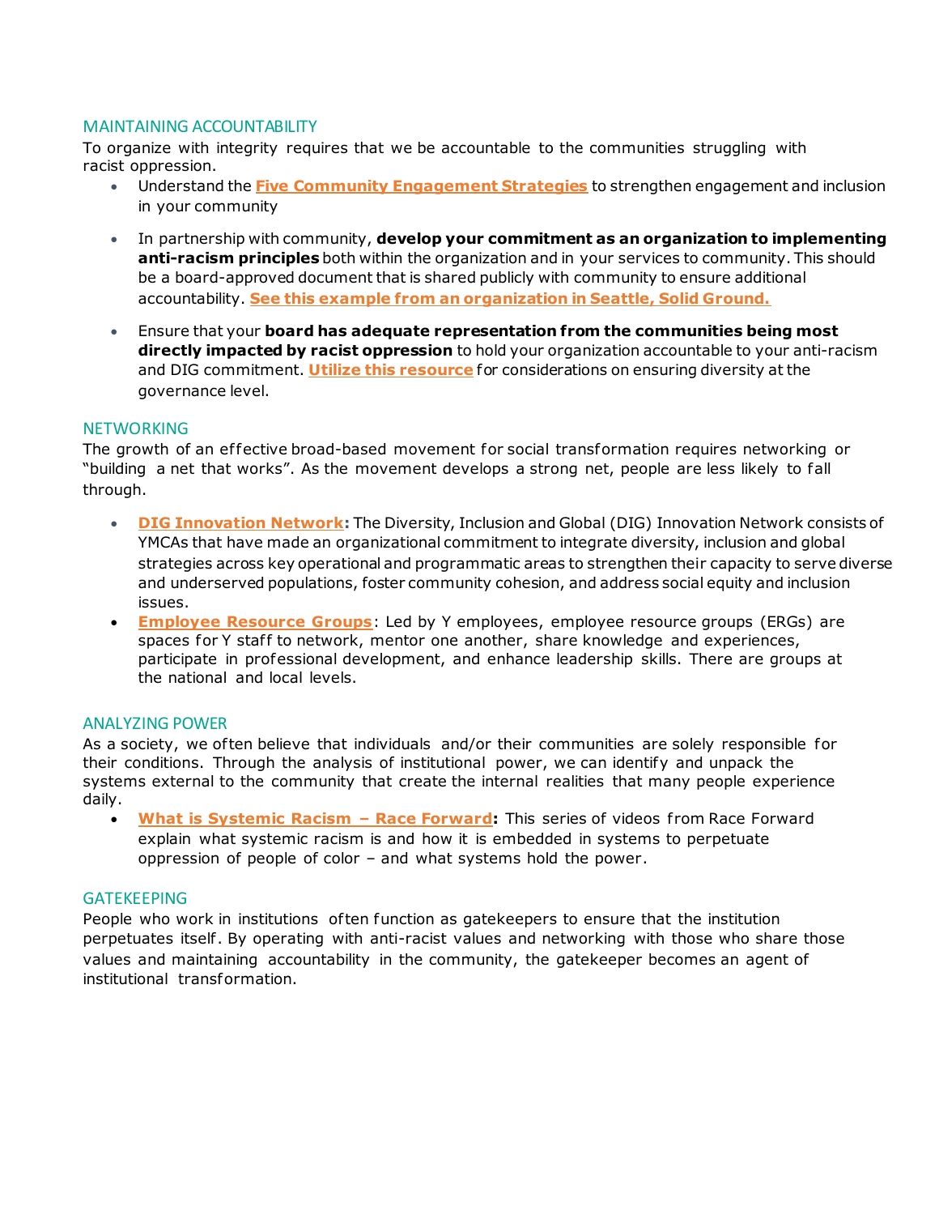## MAINTAINING ACCOUNTABILITY

To organize with integrity requires that we be accountable to the communities struggling with racist oppression.

- Understand the **Five Community Engagement Strategies** to strengthen engagement and inclusion in your community
- In partnership with community, **develop your commitment as an organization to implementing anti-racism principles** both within the organization and in your services to community. This should be a board-approved document that is shared publicly with community to ensure additional accountability. **See this example from an organization in Seattle, Solid Ground.**
- Ensure that your **board has adequate representation from the communities being most directly impacted by racist oppression** to hold your organization accountable to your anti-racism and DIG commitment. **Utilize this resource** for considerations on ensuring diversity at the governance level.

## NETWORKING

The growth of an effective broad-based movement for social transformation requires networking or "building a net that works". As the movement develops a strong net, people are less likely to fall through.

- **DIG Innovation Network:** The Diversity, Inclusion and Global (DIG) Innovation Network consists of YMCAs that have made an organizational commitment to integrate diversity, inclusion and global strategies across key operational and programmatic areas to strengthen their capacity to serve diverse and underserved populations, foster community cohesion, and address social equity and inclusion issues.
- **Employee Resource Groups**: Led by Y employees, employee resource groups (ERGs) are spaces for Y staff to network, mentor one another, share knowledge and experiences, participate in professional development, and enhance leadership skills. There are groups at the national and local levels.

## ANALYZING POWER

As a society, we often believe that individuals and/or their communities are solely responsible for their conditions. Through the analysis of institutional power, we can identify and unpack the systems external to the community that create the internal realities that many people experience daily.

- **What is Systemic Racism – Race Forward:** This series of videos from Race Forward explain what systemic racism is and how it is embedded in systems to perpetuate oppression of people of color – and what systems hold the power.

## GATEKEEPING

People who work in institutions often function as gatekeepers to ensure that the institution perpetuates itself. By operating with anti-racist values and networking with those who share those values and maintaining accountability in the community, the gatekeeper becomes an agent of institutional transformation.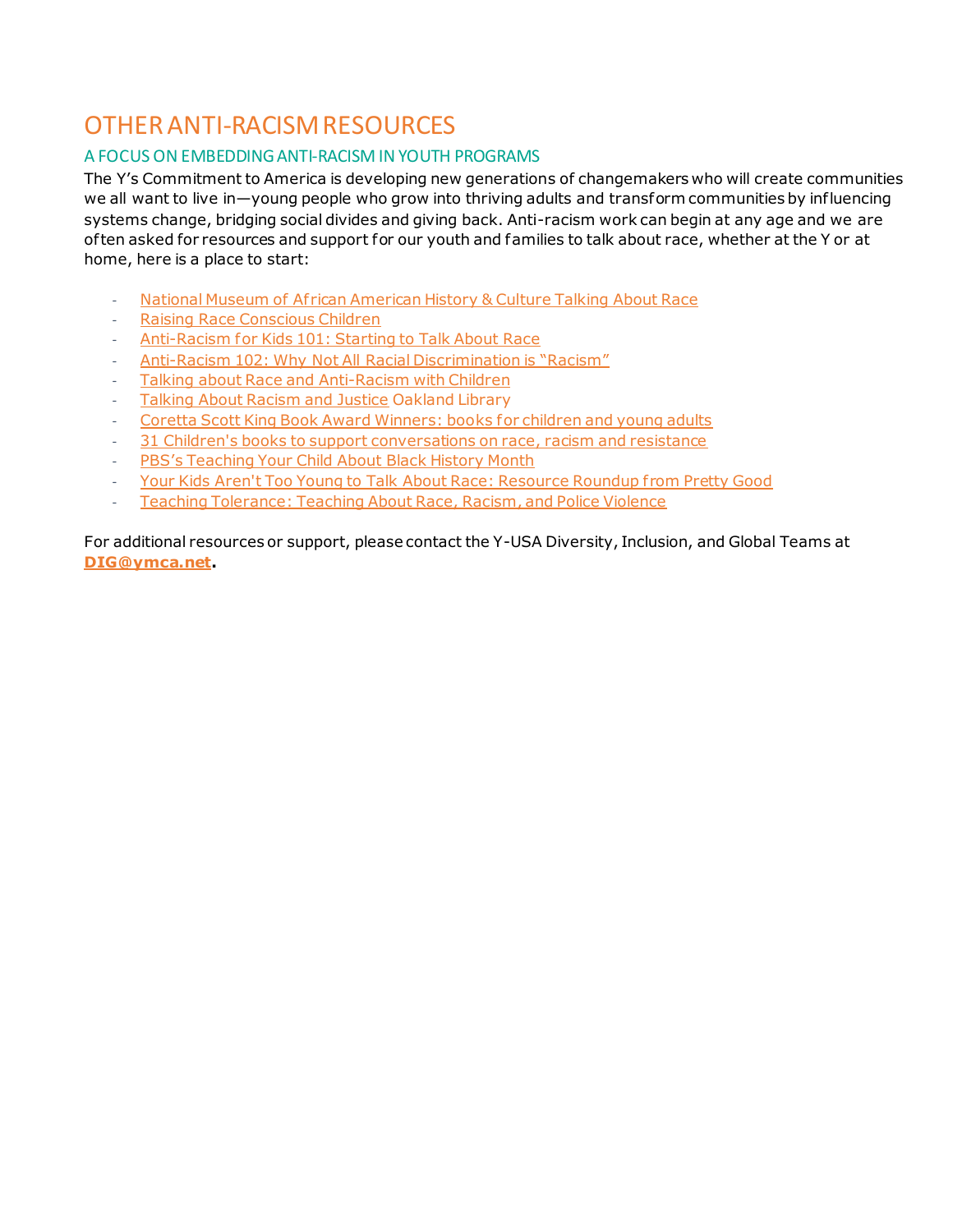# OTHER ANTI-RACISM RESOURCES

## A FOCUS ON EMBEDDING ANTI-RACISM IN YOUTH PROGRAMS

The Y's Commitment to America is developing new generations of changemakers who will create communities we all want to live in—young people who grow into thriving adults and transform communities by influencing systems change, bridging social divides and giving back. Anti-racism work can begin at any age and we are often asked for resources and support for our youth and families to talk about race, whether at the Y or at home, here is a place to start:

- National Museum of African American History & Culture Talking About Race
- Raising Race Conscious Children
- Anti-Racism for Kids 101: Starting to Talk About Race
- Anti-Racism 102: Why Not All Racial Discrimination is "Racism"
- Talking about Race and Anti-Racism with Children
- Talking About Racism and Justice Oakland Library
- Coretta Scott King Book Award Winners: books for children and young adults
- 31 Children's books to support conversations on race, racism and resistance
- PBS's Teaching Your Child About Black History Month
- Your Kids Aren't Too Young to Talk About Race: Resource Roundup from Pretty Good
- Teaching Tolerance: Teaching About Race, Racism, and Police Violence

For additional resources or support, please contact the Y-USA Diversity, Inclusion, and Global Teams at **DIG@ymca.net**.